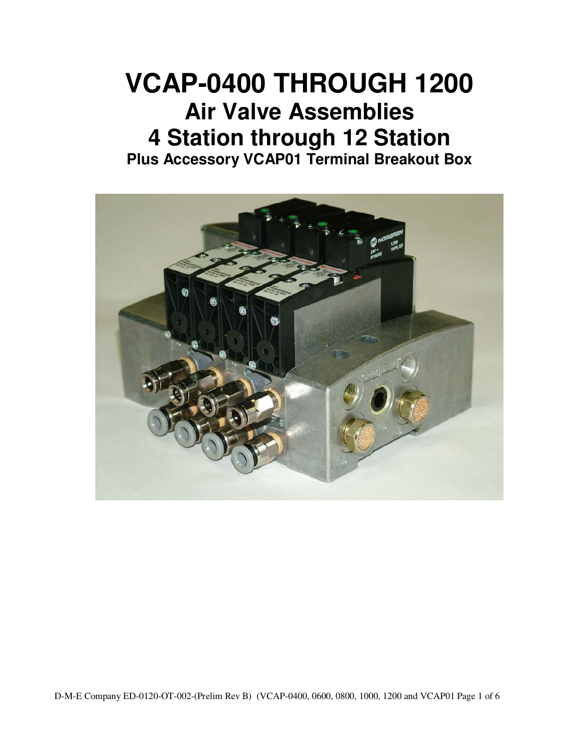# VCAP-0400 THROUGH 1200

## Air Valve Assemblies

## 4 Station through 12 Station

### Plus Accessory VCAP01 Terminal Breakout Box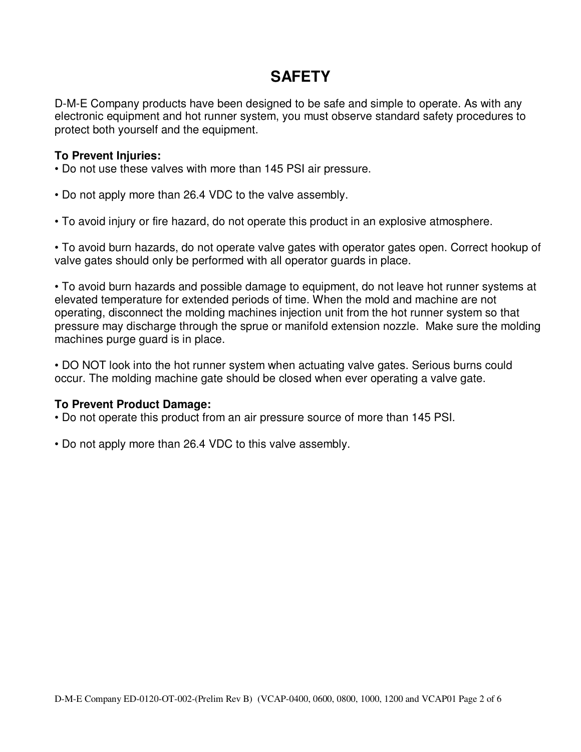# SAFETY

D-M-E Company products have been designed to be safe and simple to operate. As with any electronic equipment and hot runner system, you must observe standard safety procedures to protect both yourself and the equipment.

**To Prevent Injuries:**

• Do not use these valves with more than 145 PSI air pressure.

• Do not apply more than 26.4 VDC to the valve assembly.

• To avoid injury or fire hazard, do not operate this product in an explosive atmosphere.

• To avoid burn hazards, do not operate valve gates with operator gates open. Correct hookup of valve gates should only be performed with all operator guards in place.

• To avoid burn hazards and possible damage to equipment, do not leave hot runner systems at elevated temperature for extended periods of time. When the mold and machine are not operating, disconnect the molding machines injection unit from the hot runner system so that pressure may discharge through the sprue or manifold extension nozzle. Make sure the molding machines purge guard is in place.

• DO NOT look into the hot runner system when actuating valve gates. Serious burns could occur. The molding machine gate should be closed when ever operating a valve gate.

**To Prevent Product Damage:**

• Do not operate this product from an air pressure source of more than 145 PSI.

• Do not apply more than 26.4 VDC to this valve assembly.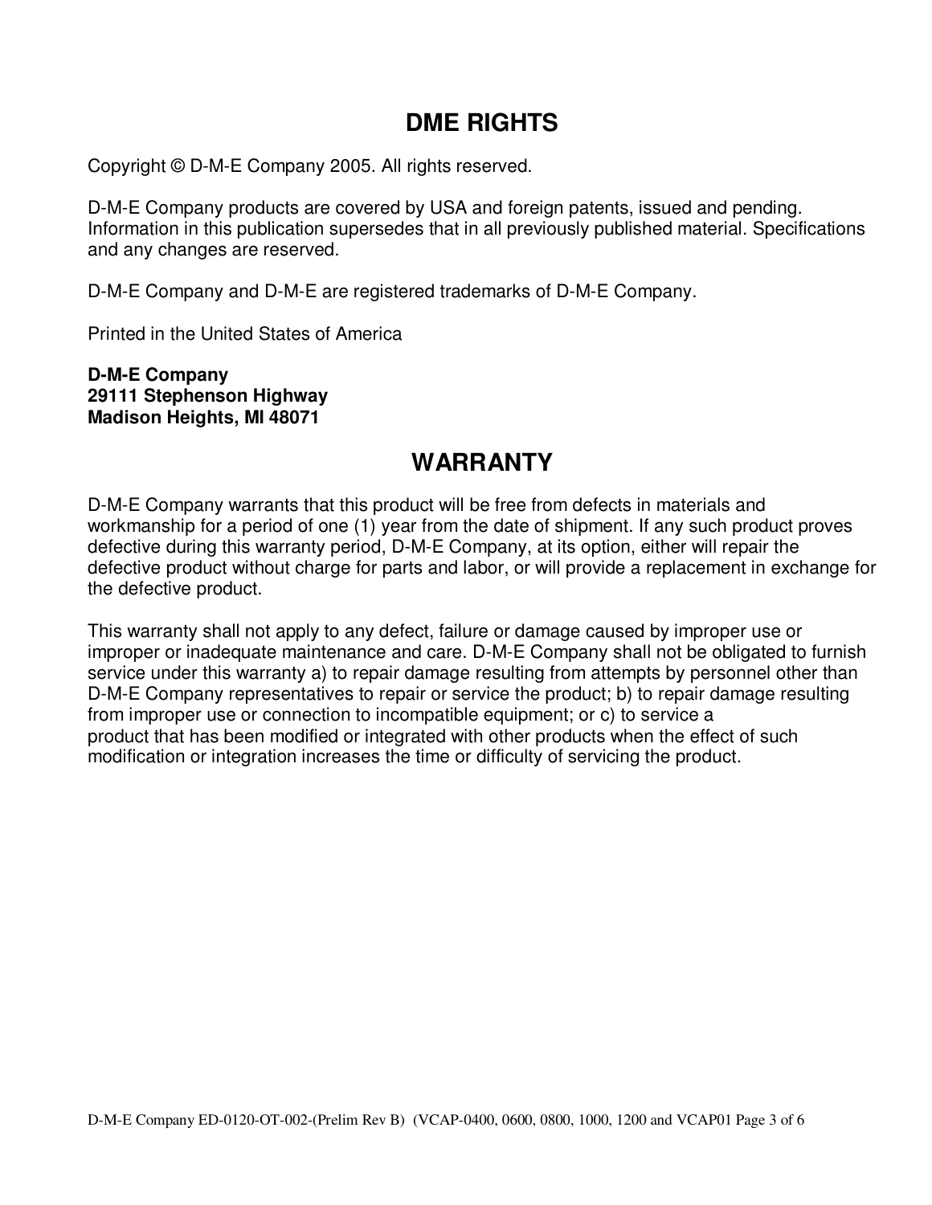# DME RIGHTS

Copyright © D-M-E Company 2005. All rights reserved.

D-M-E Company products are covered by USA and foreign patents, issued and pending. Information in this publication supersedes that in all previously published material. Specifications and any changes are reserved.

D-M-E Company and D-M-E are registered trademarks of D-M-E Company.

Printed in the United States of America

**D-M-E Company**
**29111 Stephenson Highway**
**Madison Heights, MI 48071**

# WARRANTY

D-M-E Company warrants that this product will be free from defects in materials and workmanship for a period of one (1) year from the date of shipment. If any such product proves defective during this warranty period, D-M-E Company, at its option, either will repair the defective product without charge for parts and labor, or will provide a replacement in exchange for the defective product.

This warranty shall not apply to any defect, failure or damage caused by improper use or improper or inadequate maintenance and care. D-M-E Company shall not be obligated to furnish service under this warranty a) to repair damage resulting from attempts by personnel other than D-M-E Company representatives to repair or service the product; b) to repair damage resulting from improper use or connection to incompatible equipment; or c) to service a product that has been modified or integrated with other products when the effect of such modification or integration increases the time or difficulty of servicing the product.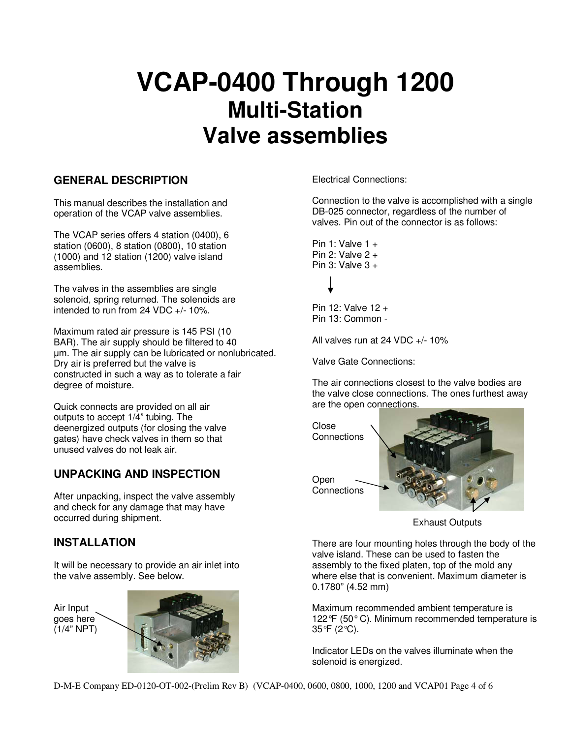# VCAP-0400 Through 1200
## Multi-Station
## Valve assemblies

### GENERAL DESCRIPTION

This manual describes the installation and operation of the VCAP valve assemblies.

The VCAP series offers 4 station (0400), 6 station (0600), 8 station (0800), 10 station (1000) and 12 station (1200) valve island assemblies.

The valves in the assemblies are single solenoid, spring returned. The solenoids are intended to run from 24 VDC +/- 10%.

Maximum rated air pressure is 145 PSI (10 BAR). The air supply should be filtered to 40 µm. The air supply can be lubricated or nonlubricated. Dry air is preferred but the valve is constructed in such a way as to tolerate a fair degree of moisture.

Quick connects are provided on all air outputs to accept 1/4" tubing. The deenergized outputs (for closing the valve gates) have check valves in them so that unused valves do not leak air.

### UNPACKING AND INSPECTION

After unpacking, inspect the valve assembly and check for any damage that may have occurred during shipment.

### INSTALLATION

It will be necessary to provide an air inlet into the valve assembly. See below.

Air Input goes here (1/4" NPT)

Electrical Connections:

Connection to the valve is accomplished with a single DB-025 connector, regardless of the number of valves. Pin out of the connector is as follows:

Pin 1: Valve 1 +
Pin 2: Valve 2 +
Pin 3: Valve 3 +

↓

Pin 12: Valve 12 +
Pin 13: Common -

All valves run at 24 VDC +/- 10%

Valve Gate Connections:

The air connections closest to the valve bodies are the valve close connections. The ones furthest away are the open connections.

Close Connections

Open Connections

Exhaust Outputs

There are four mounting holes through the body of the valve island. These can be used to fasten the assembly to the fixed platen, top of the mold any where else that is convenient. Maximum diameter is 0.1780" (4.52 mm)

Maximum recommended ambient temperature is 122°F (50° C). Minimum recommended temperature is 35°F (2°C).

Indicator LEDs on the valves illuminate when the solenoid is energized.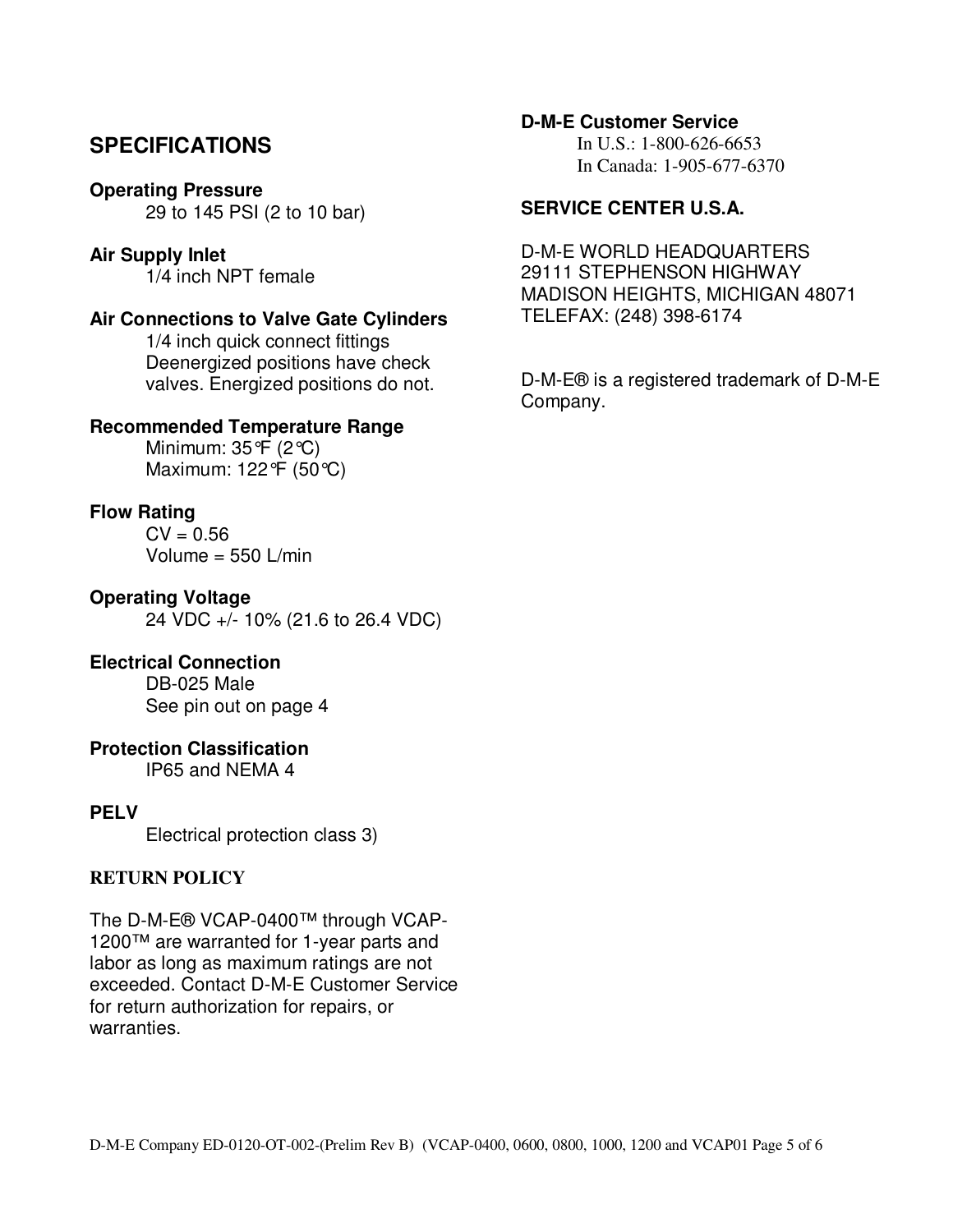## SPECIFICATIONS

**Operating Pressure**
29 to 145 PSI (2 to 10 bar)

**Air Supply Inlet**
1/4 inch NPT female

**Air Connections to Valve Gate Cylinders**
1/4 inch quick connect fittings
Deenergized positions have check valves. Energized positions do not.

**Recommended Temperature Range**
Minimum: 35°F (2°C)
Maximum: 122°F (50°C)

**Flow Rating**
CV = 0.56
Volume = 550 L/min

**Operating Voltage**
24 VDC +/- 10% (21.6 to 26.4 VDC)

**Electrical Connection**
DB-025 Male
See pin out on page 4

**Protection Classification**
IP65 and NEMA 4

**PELV**
Electrical protection class 3)

### RETURN POLICY

The D-M-E® VCAP-0400™ through VCAP-1200™ are warranted for 1-year parts and labor as long as maximum ratings are not exceeded. Contact D-M-E Customer Service for return authorization for repairs, or warranties.

**D-M-E Customer Service**
In U.S.: 1-800-626-6653
In Canada: 1-905-677-6370

**SERVICE CENTER U.S.A.**

D-M-E WORLD HEADQUARTERS
29111 STEPHENSON HIGHWAY
MADISON HEIGHTS, MICHIGAN 48071
TELEFAX: (248) 398-6174

D-M-E® is a registered trademark of D-M-E Company.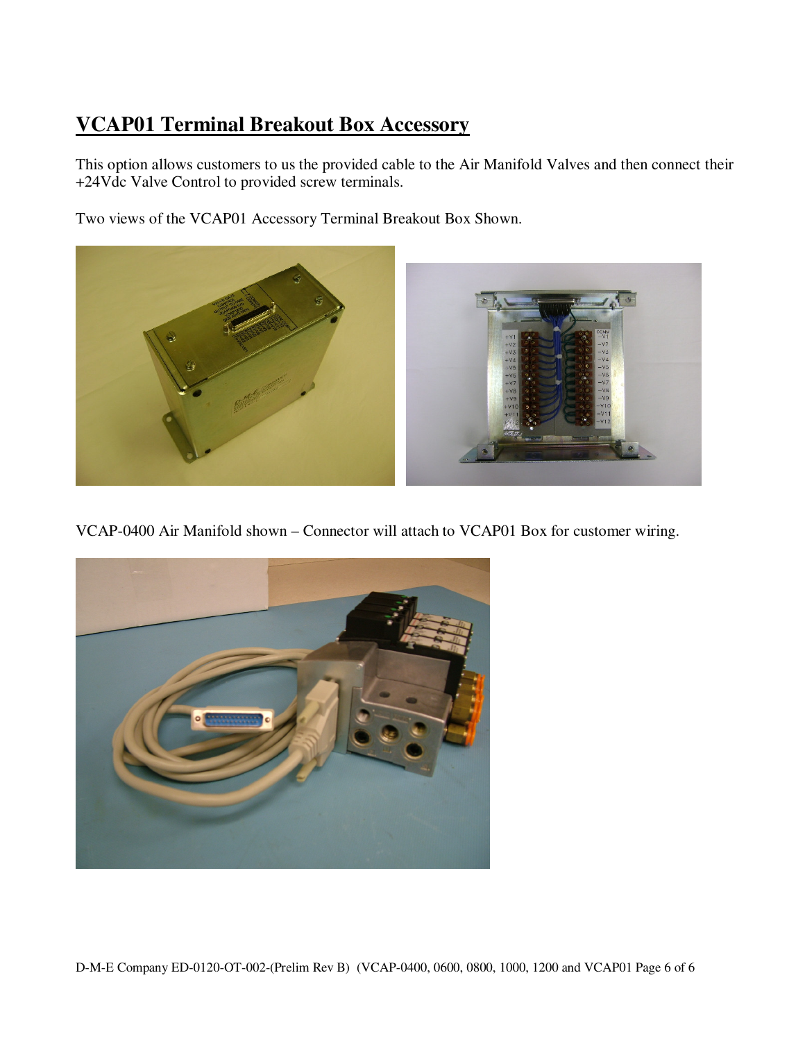## VCAP01 Terminal Breakout Box Accessory

This option allows customers to us the provided cable to the Air Manifold Valves and then connect their +24Vdc Valve Control to provided screw terminals.

Two views of the VCAP01 Accessory Terminal Breakout Box Shown.

VCAP-0400 Air Manifold shown – Connector will attach to VCAP01 Box for customer wiring.